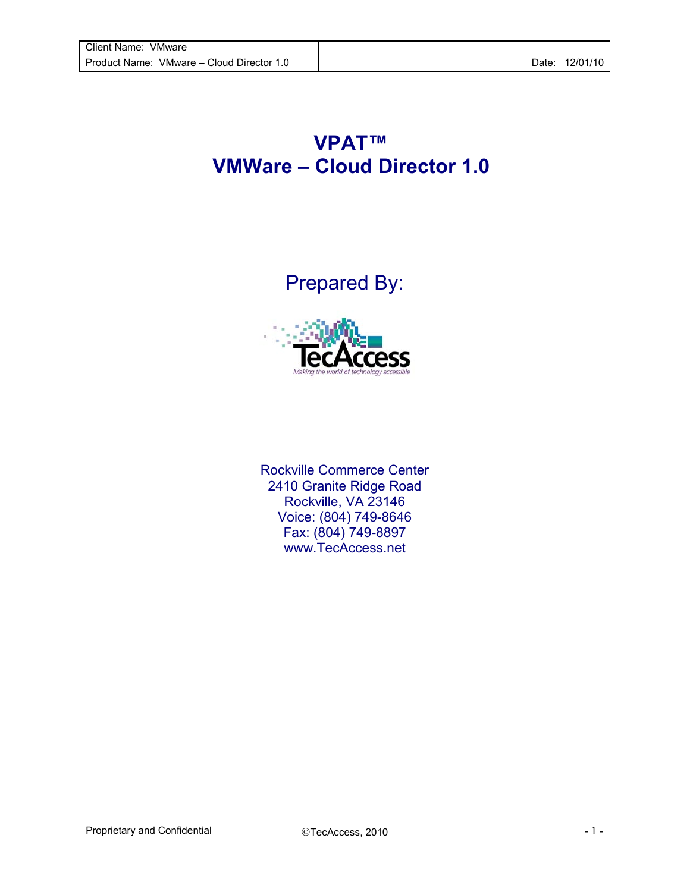| Client Name: VMware | |
| --- | --- |
| Product Name: VMware – Cloud Director 1.0 | Date: 12/01/10 |

# VPAT™
# VMWare – Cloud Director 1.0

## Prepared By:

TecAccess

*Making the world of technology accessible*

Rockville Commerce Center
2410 Granite Ridge Road
Rockville, VA 23146
Voice: (804) 749-8646
Fax: (804) 749-8897
www.TecAccess.net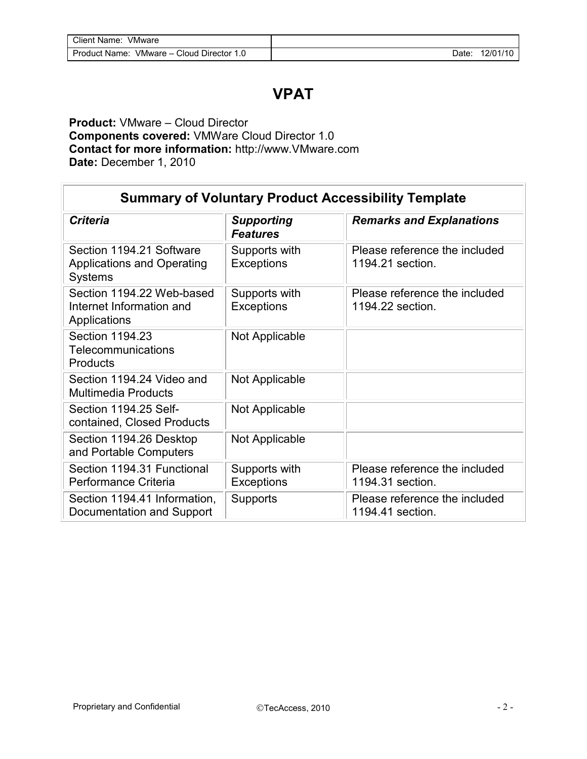# VPAT

**Product:** VMware – Cloud Director
**Components covered:** VMWare Cloud Director 1.0
**Contact for more information:** http://www.VMware.com
**Date:** December 1, 2010

| Summary of Voluntary Product Accessibility Template | | |
|---|---|---|
| ***Criteria*** | ***Supporting Features*** | ***Remarks and Explanations*** |
| Section 1194.21 Software Applications and Operating Systems | Supports with Exceptions | Please reference the included 1194.21 section. |
| Section 1194.22 Web-based Internet Information and Applications | Supports with Exceptions | Please reference the included 1194.22 section. |
| Section 1194.23 Telecommunications Products | Not Applicable | |
| Section 1194.24 Video and Multimedia Products | Not Applicable | |
| Section 1194.25 Self-contained, Closed Products | Not Applicable | |
| Section 1194.26 Desktop and Portable Computers | Not Applicable | |
| Section 1194.31 Functional Performance Criteria | Supports with Exceptions | Please reference the included 1194.31 section. |
| Section 1194.41 Information, Documentation and Support | Supports | Please reference the included 1194.41 section. |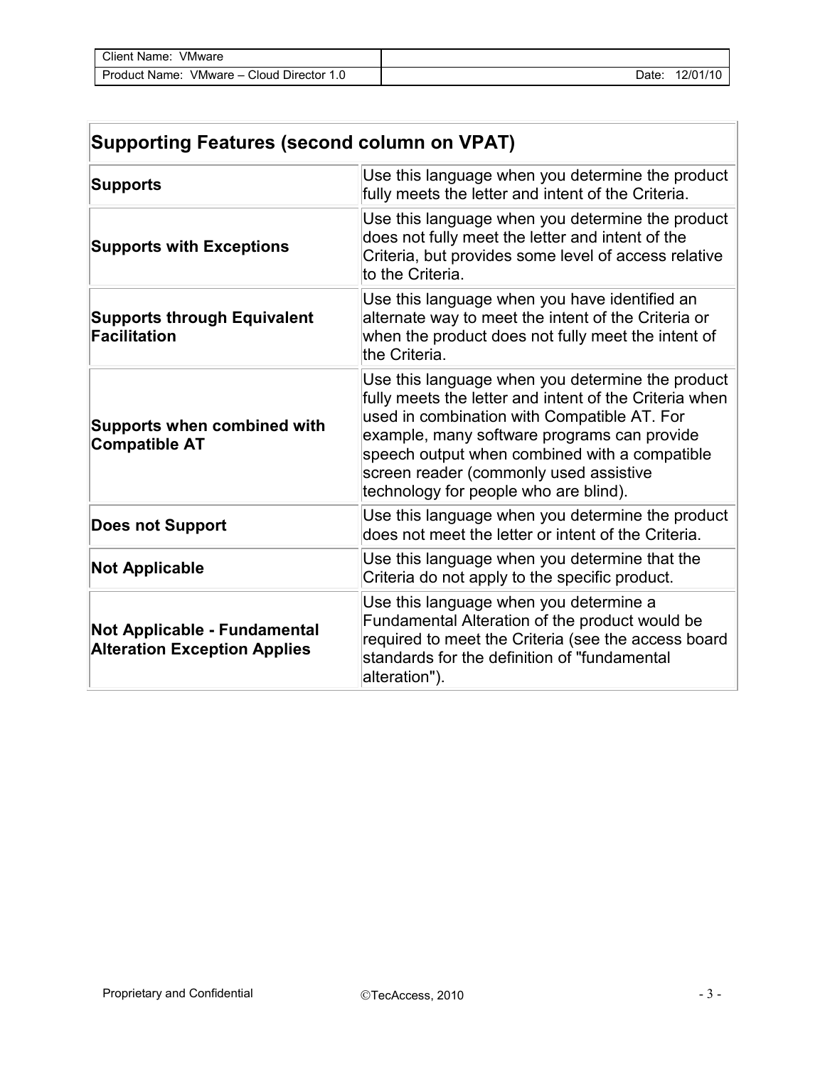| Supporting Features (second column on VPAT) | |
|---|---|
| **Supports** | Use this language when you determine the product fully meets the letter and intent of the Criteria. |
| **Supports with Exceptions** | Use this language when you determine the product does not fully meet the letter and intent of the Criteria, but provides some level of access relative to the Criteria. |
| **Supports through Equivalent Facilitation** | Use this language when you have identified an alternate way to meet the intent of the Criteria or when the product does not fully meet the intent of the Criteria. |
| **Supports when combined with Compatible AT** | Use this language when you determine the product fully meets the letter and intent of the Criteria when used in combination with Compatible AT. For example, many software programs can provide speech output when combined with a compatible screen reader (commonly used assistive technology for people who are blind). |
| **Does not Support** | Use this language when you determine the product does not meet the letter or intent of the Criteria. |
| **Not Applicable** | Use this language when you determine that the Criteria do not apply to the specific product. |
| **Not Applicable - Fundamental Alteration Exception Applies** | Use this language when you determine a Fundamental Alteration of the product would be required to meet the Criteria (see the access board standards for the definition of "fundamental alteration"). |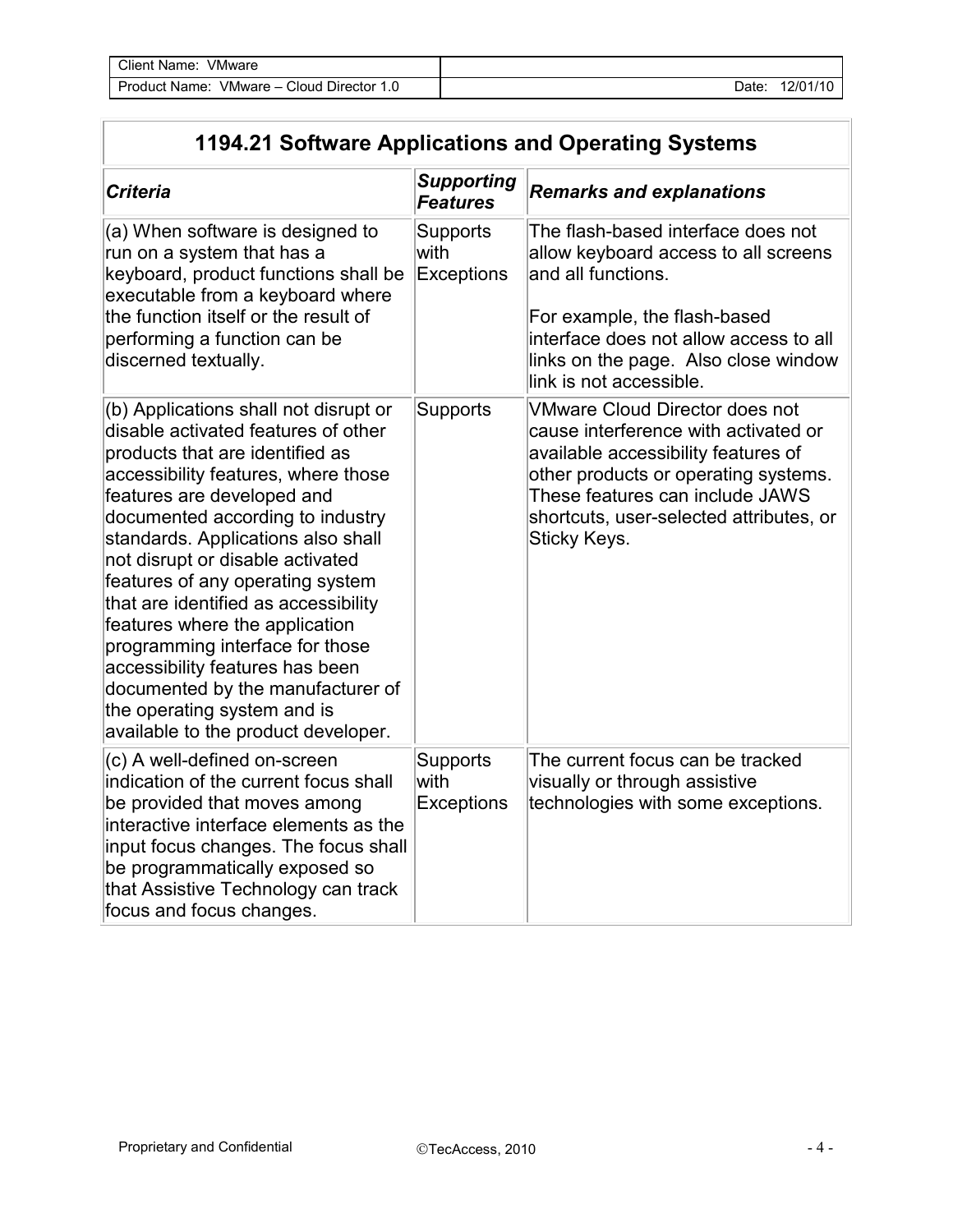## 1194.21 Software Applications and Operating Systems

| *Criteria* | *Supporting Features* | *Remarks and explanations* |
|---|---|---|
| (a) When software is designed to run on a system that has a keyboard, product functions shall be executable from a keyboard where the function itself or the result of performing a function can be discerned textually. | Supports with Exceptions | The flash-based interface does not allow keyboard access to all screens and all functions.<br><br>For example, the flash-based interface does not allow access to all links on the page. Also close window link is not accessible. |
| (b) Applications shall not disrupt or disable activated features of other products that are identified as accessibility features, where those features are developed and documented according to industry standards. Applications also shall not disrupt or disable activated features of any operating system that are identified as accessibility features where the application programming interface for those accessibility features has been documented by the manufacturer of the operating system and is available to the product developer. | Supports | VMware Cloud Director does not cause interference with activated or available accessibility features of other products or operating systems. These features can include JAWS shortcuts, user-selected attributes, or Sticky Keys. |
| (c) A well-defined on-screen indication of the current focus shall be provided that moves among interactive interface elements as the input focus changes. The focus shall be programmatically exposed so that Assistive Technology can track focus and focus changes. | Supports with Exceptions | The current focus can be tracked visually or through assistive technologies with some exceptions. |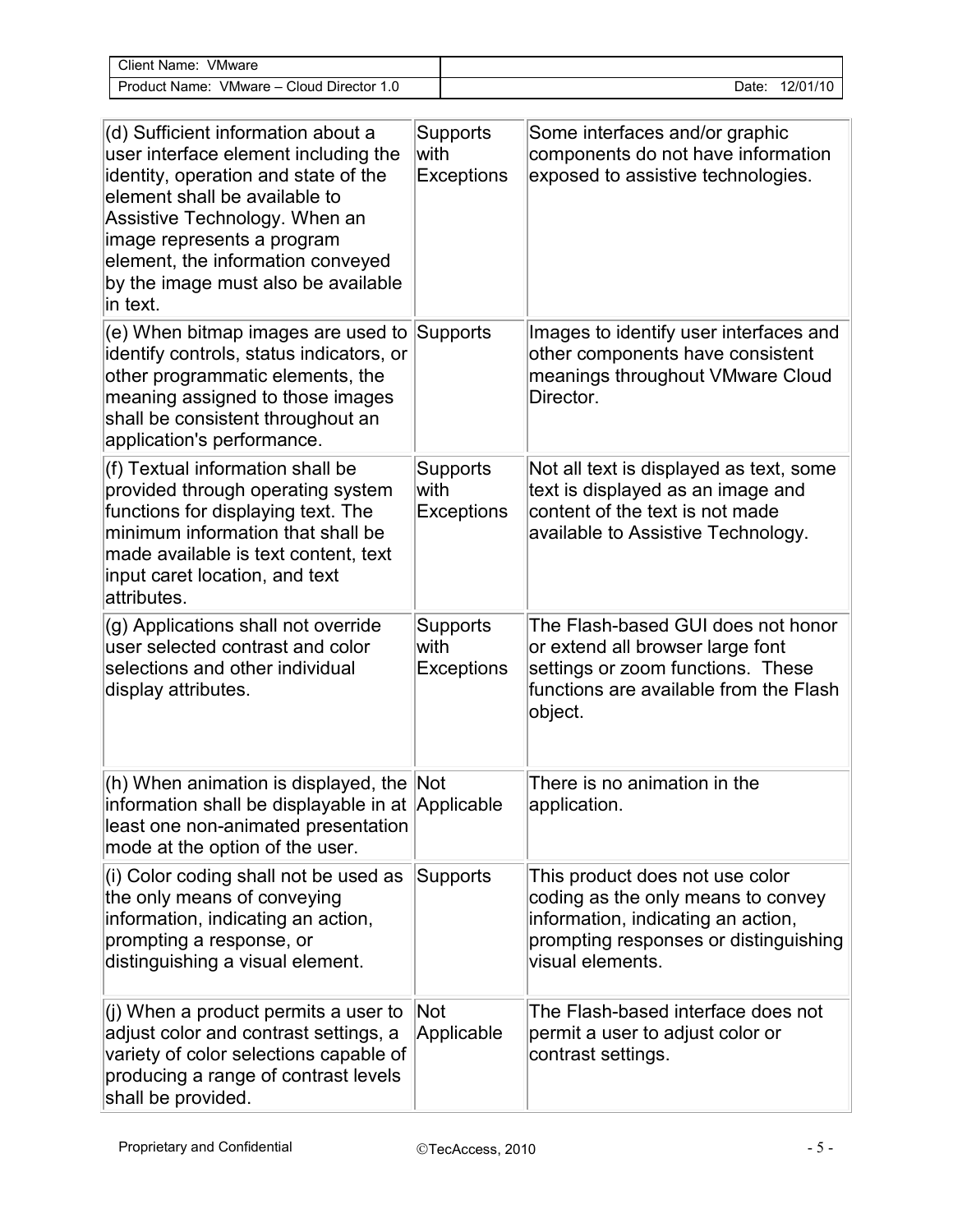| (d) Sufficient information about a user interface element including the identity, operation and state of the element shall be available to Assistive Technology. When an image represents a program element, the information conveyed by the image must also be available in text. | Supports with Exceptions | Some interfaces and/or graphic components do not have information exposed to assistive technologies. |
|---|---|---|
| (e) When bitmap images are used to identify controls, status indicators, or other programmatic elements, the meaning assigned to those images shall be consistent throughout an application's performance. | Supports | Images to identify user interfaces and other components have consistent meanings throughout VMware Cloud Director. |
| (f) Textual information shall be provided through operating system functions for displaying text. The minimum information that shall be made available is text content, text input caret location, and text attributes. | Supports with Exceptions | Not all text is displayed as text, some text is displayed as an image and content of the text is not made available to Assistive Technology. |
| (g) Applications shall not override user selected contrast and color selections and other individual display attributes. | Supports with Exceptions | The Flash-based GUI does not honor or extend all browser large font settings or zoom functions. These functions are available from the Flash object. |
| (h) When animation is displayed, the information shall be displayable in at least one non-animated presentation mode at the option of the user. | Not Applicable | There is no animation in the application. |
| (i) Color coding shall not be used as the only means of conveying information, indicating an action, prompting a response, or distinguishing a visual element. | Supports | This product does not use color coding as the only means to convey information, indicating an action, prompting responses or distinguishing visual elements. |
| (j) When a product permits a user to adjust color and contrast settings, a variety of color selections capable of producing a range of contrast levels shall be provided. | Not Applicable | The Flash-based interface does not permit a user to adjust color or contrast settings. |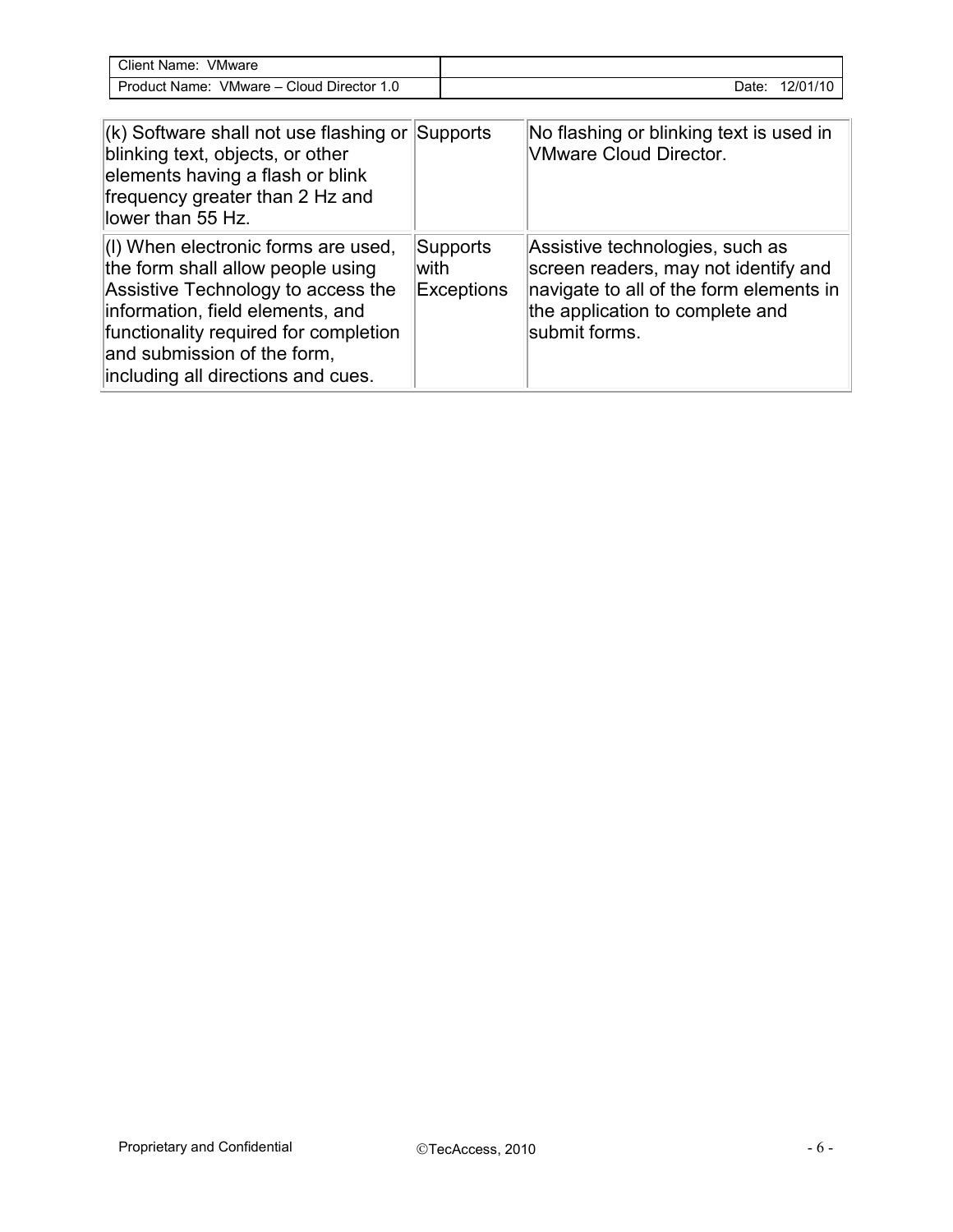| (k) Software shall not use flashing or blinking text, objects, or other elements having a flash or blink frequency greater than 2 Hz and lower than 55 Hz. | Supports | No flashing or blinking text is used in VMware Cloud Director. |
| --- | --- | --- |
| (l) When electronic forms are used, the form shall allow people using Assistive Technology to access the information, field elements, and functionality required for completion and submission of the form, including all directions and cues. | Supports with Exceptions | Assistive technologies, such as screen readers, may not identify and navigate to all of the form elements in the application to complete and submit forms. |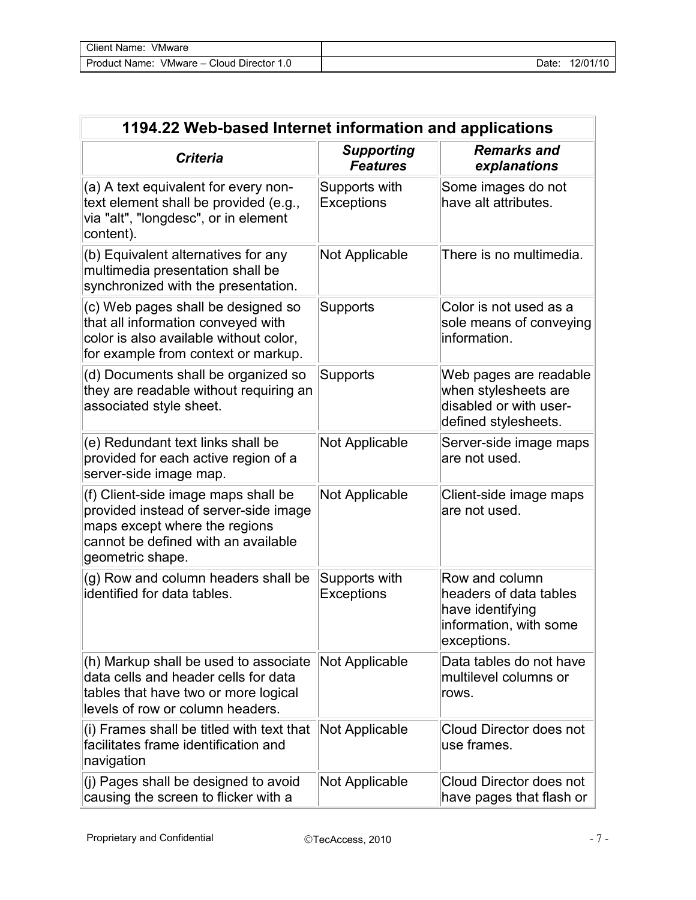| 1194.22 Web-based Internet information and applications | | |
|---|---|---|
| ***Criteria*** | ***Supporting Features*** | ***Remarks and explanations*** |
| (a) A text equivalent for every non-text element shall be provided (e.g., via "alt", "longdesc", or in element content). | Supports with Exceptions | Some images do not have alt attributes. |
| (b) Equivalent alternatives for any multimedia presentation shall be synchronized with the presentation. | Not Applicable | There is no multimedia. |
| (c) Web pages shall be designed so that all information conveyed with color is also available without color, for example from context or markup. | Supports | Color is not used as a sole means of conveying information. |
| (d) Documents shall be organized so they are readable without requiring an associated style sheet. | Supports | Web pages are readable when stylesheets are disabled or with user-defined stylesheets. |
| (e) Redundant text links shall be provided for each active region of a server-side image map. | Not Applicable | Server-side image maps are not used. |
| (f) Client-side image maps shall be provided instead of server-side image maps except where the regions cannot be defined with an available geometric shape. | Not Applicable | Client-side image maps are not used. |
| (g) Row and column headers shall be identified for data tables. | Supports with Exceptions | Row and column headers of data tables have identifying information, with some exceptions. |
| (h) Markup shall be used to associate data cells and header cells for data tables that have two or more logical levels of row or column headers. | Not Applicable | Data tables do not have multilevel columns or rows. |
| (i) Frames shall be titled with text that facilitates frame identification and navigation | Not Applicable | Cloud Director does not use frames. |
| (j) Pages shall be designed to avoid causing the screen to flicker with a | Not Applicable | Cloud Director does not have pages that flash or |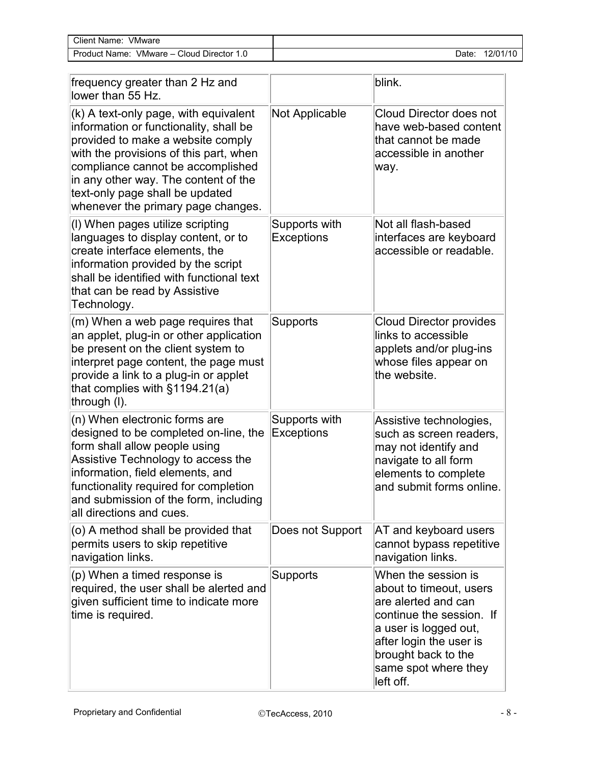| | | |
|---|---|---|
| frequency greater than 2 Hz and lower than 55 Hz. | | blink. |
| (k) A text-only page, with equivalent information or functionality, shall be provided to make a website comply with the provisions of this part, when compliance cannot be accomplished in any other way. The content of the text-only page shall be updated whenever the primary page changes. | Not Applicable | Cloud Director does not have web-based content that cannot be made accessible in another way. |
| (l) When pages utilize scripting languages to display content, or to create interface elements, the information provided by the script shall be identified with functional text that can be read by Assistive Technology. | Supports with Exceptions | Not all flash-based interfaces are keyboard accessible or readable. |
| (m) When a web page requires that an applet, plug-in or other application be present on the client system to interpret page content, the page must provide a link to a plug-in or applet that complies with §1194.21(a) through (l). | Supports | Cloud Director provides links to accessible applets and/or plug-ins whose files appear on the website. |
| (n) When electronic forms are designed to be completed on-line, the form shall allow people using Assistive Technology to access the information, field elements, and functionality required for completion and submission of the form, including all directions and cues. | Supports with Exceptions | Assistive technologies, such as screen readers, may not identify and navigate to all form elements to complete and submit forms online. |
| (o) A method shall be provided that permits users to skip repetitive navigation links. | Does not Support | AT and keyboard users cannot bypass repetitive navigation links. |
| (p) When a timed response is required, the user shall be alerted and given sufficient time to indicate more time is required. | Supports | When the session is about to timeout, users are alerted and can continue the session. If a user is logged out, after login the user is brought back to the same spot where they left off. |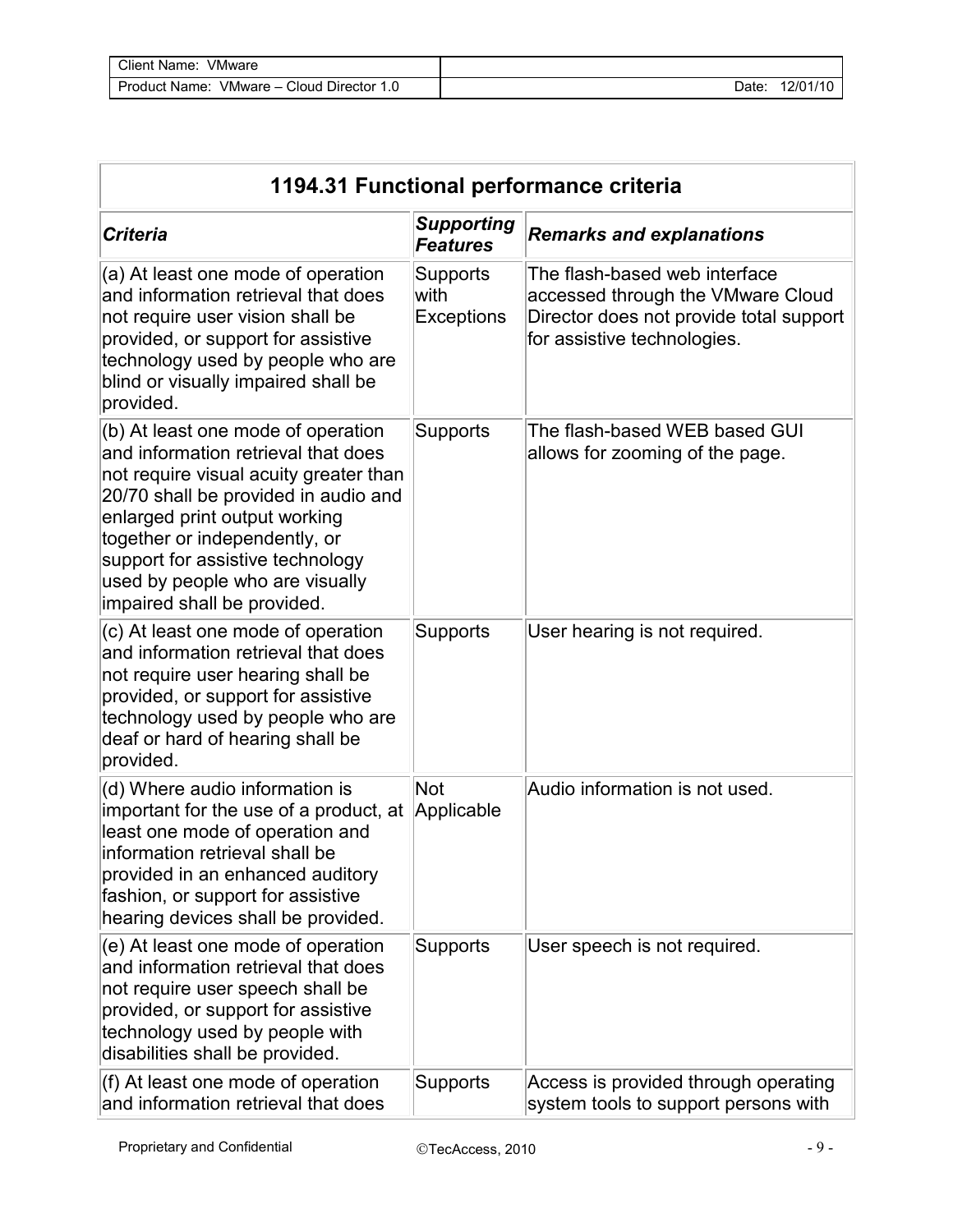| 1194.31 Functional performance criteria | | |
|---|---|---|
| ***Criteria*** | ***Supporting Features*** | ***Remarks and explanations*** |
| (a) At least one mode of operation and information retrieval that does not require user vision shall be provided, or support for assistive technology used by people who are blind or visually impaired shall be provided. | Supports with Exceptions | The flash-based web interface accessed through the VMware Cloud Director does not provide total support for assistive technologies. |
| (b) At least one mode of operation and information retrieval that does not require visual acuity greater than 20/70 shall be provided in audio and enlarged print output working together or independently, or support for assistive technology used by people who are visually impaired shall be provided. | Supports | The flash-based WEB based GUI allows for zooming of the page. |
| (c) At least one mode of operation and information retrieval that does not require user hearing shall be provided, or support for assistive technology used by people who are deaf or hard of hearing shall be provided. | Supports | User hearing is not required. |
| (d) Where audio information is important for the use of a product, at least one mode of operation and information retrieval shall be provided in an enhanced auditory fashion, or support for assistive hearing devices shall be provided. | Not Applicable | Audio information is not used. |
| (e) At least one mode of operation and information retrieval that does not require user speech shall be provided, or support for assistive technology used by people with disabilities shall be provided. | Supports | User speech is not required. |
| (f) At least one mode of operation and information retrieval that does | Supports | Access is provided through operating system tools to support persons with |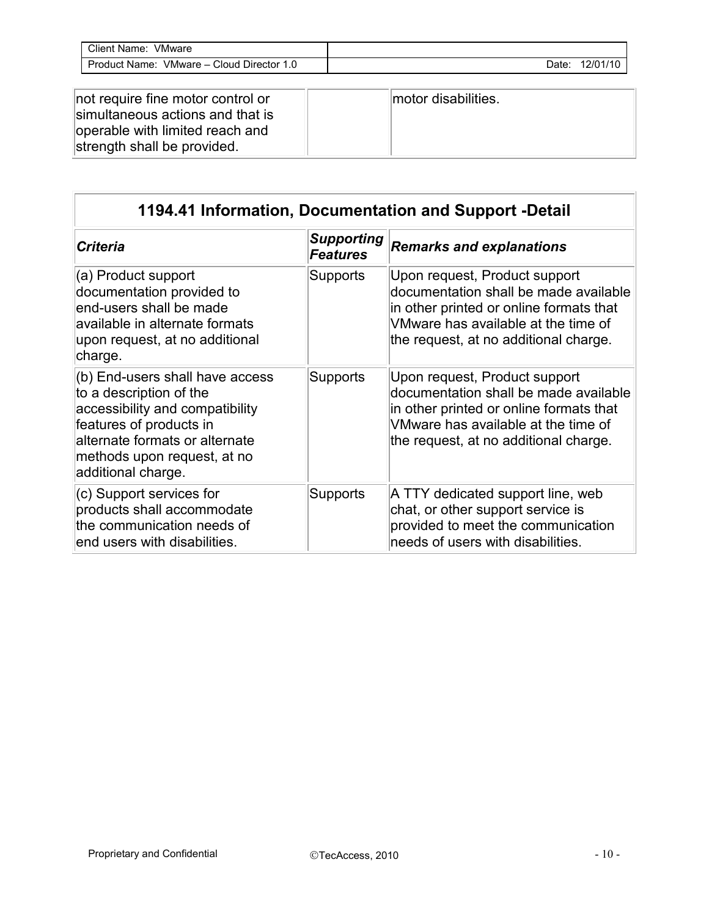| | | |
|---|---|---|
| not require fine motor control or simultaneous actions and that is operable with limited reach and strength shall be provided. | | motor disabilities. |

## 1194.41 Information, Documentation and Support -Detail

| *Criteria* | *Supporting Features* | *Remarks and explanations* |
|---|---|---|
| (a) Product support documentation provided to end-users shall be made available in alternate formats upon request, at no additional charge. | Supports | Upon request, Product support documentation shall be made available in other printed or online formats that VMware has available at the time of the request, at no additional charge. |
| (b) End-users shall have access to a description of the accessibility and compatibility features of products in alternate formats or alternate methods upon request, at no additional charge. | Supports | Upon request, Product support documentation shall be made available in other printed or online formats that VMware has available at the time of the request, at no additional charge. |
| (c) Support services for products shall accommodate the communication needs of end users with disabilities. | Supports | A TTY dedicated support line, web chat, or other support service is provided to meet the communication needs of users with disabilities. |